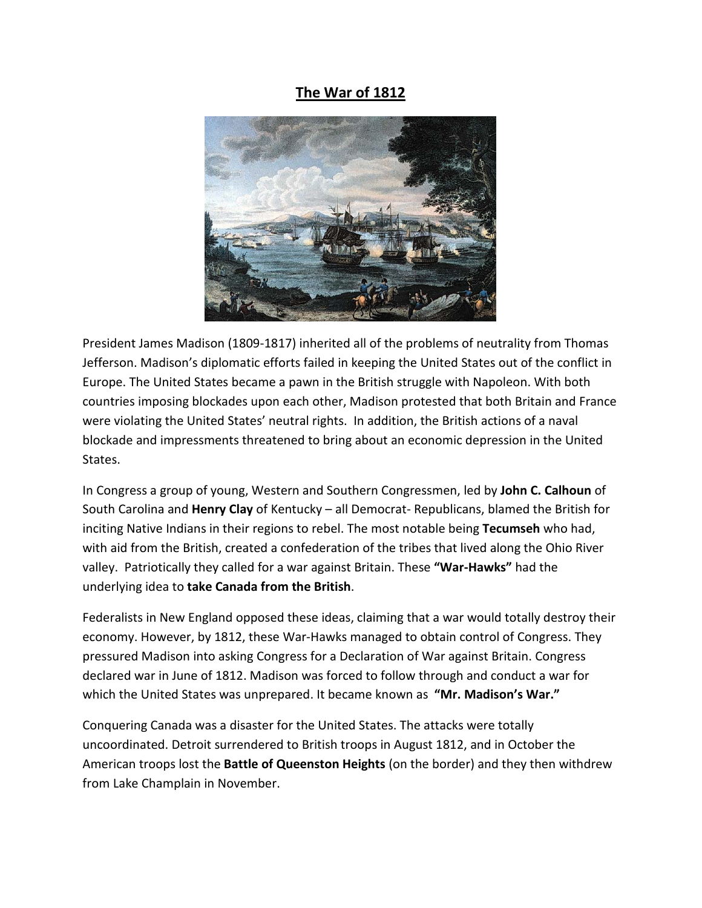# The War of 1812

President James Madison (1809-1817) inherited all of the problems of neutrality from Thomas Jefferson. Madison's diplomatic efforts failed in keeping the United States out of the conflict in Europe. The United States became a pawn in the British struggle with Napoleon. With both countries imposing blockades upon each other, Madison protested that both Britain and France were violating the United States' neutral rights. In addition, the British actions of a naval blockade and impressments threatened to bring about an economic depression in the United States.

In Congress a group of young, Western and Southern Congressmen, led by **John C. Calhoun** of South Carolina and **Henry Clay** of Kentucky – all Democrat- Republicans, blamed the British for inciting Native Indians in their regions to rebel. The most notable being **Tecumseh** who had, with aid from the British, created a confederation of the tribes that lived along the Ohio River valley. Patriotically they called for a war against Britain. These **"War-Hawks"** had the underlying idea to **take Canada from the British**.

Federalists in New England opposed these ideas, claiming that a war would totally destroy their economy. However, by 1812, these War-Hawks managed to obtain control of Congress. They pressured Madison into asking Congress for a Declaration of War against Britain. Congress declared war in June of 1812. Madison was forced to follow through and conduct a war for which the United States was unprepared. It became known as **"Mr. Madison's War."**

Conquering Canada was a disaster for the United States. The attacks were totally uncoordinated. Detroit surrendered to British troops in August 1812, and in October the American troops lost the **Battle of Queenston Heights** (on the border) and they then withdrew from Lake Champlain in November.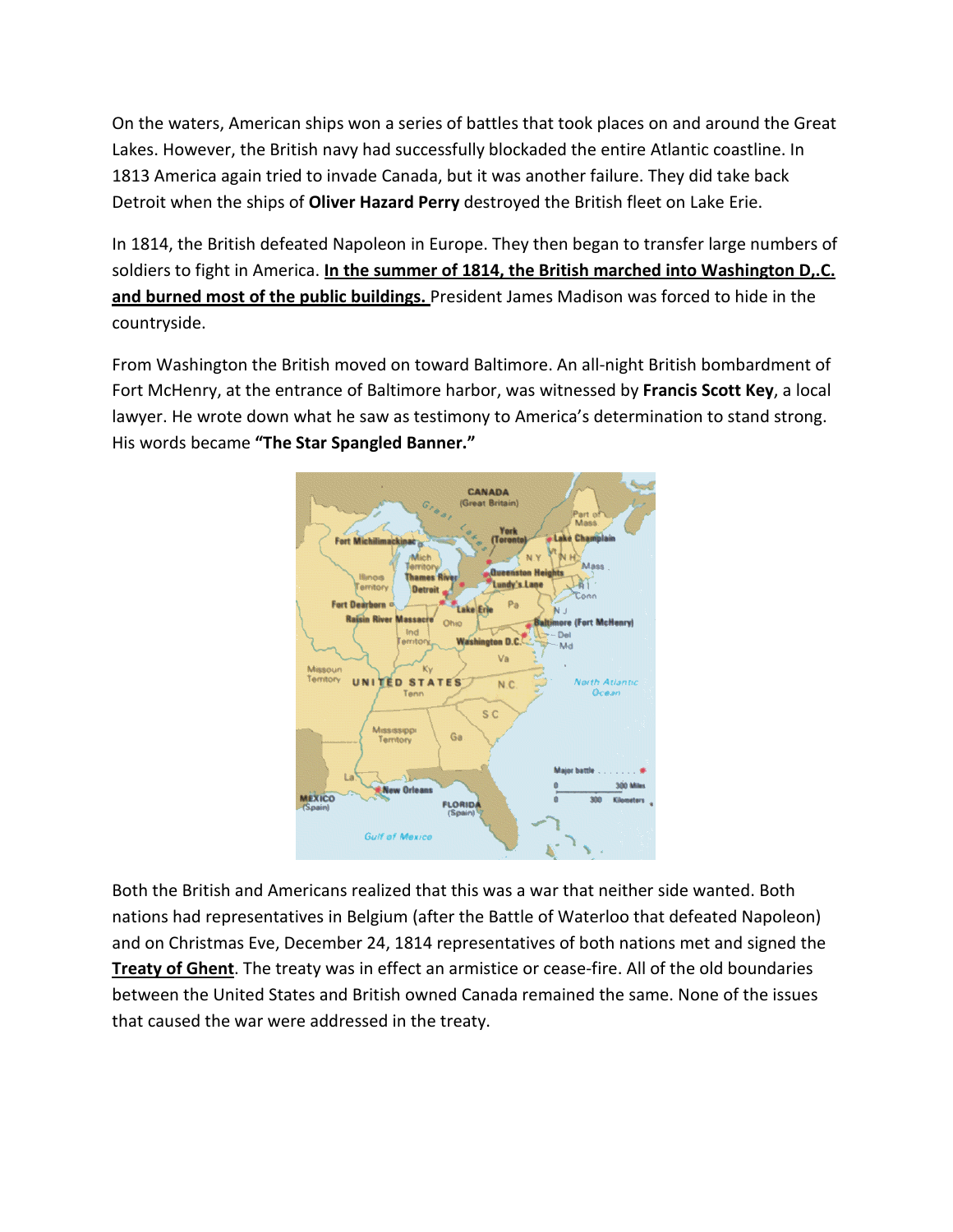On the waters, American ships won a series of battles that took places on and around the Great Lakes. However, the British navy had successfully blockaded the entire Atlantic coastline. In 1813 America again tried to invade Canada, but it was another failure. They did take back Detroit when the ships of **Oliver Hazard Perry** destroyed the British fleet on Lake Erie.

In 1814, the British defeated Napoleon in Europe. They then began to transfer large numbers of soldiers to fight in America. **<u>In the summer of 1814, the British marched into Washington D,.C. and burned most of the public buildings.</u>** President James Madison was forced to hide in the countryside.

From Washington the British moved on toward Baltimore. An all-night British bombardment of Fort McHenry, at the entrance of Baltimore harbor, was witnessed by **Francis Scott Key**, a local lawyer. He wrote down what he saw as testimony to America's determination to stand strong. His words became **"The Star Spangled Banner."**

Both the British and Americans realized that this was a war that neither side wanted. Both nations had representatives in Belgium (after the Battle of Waterloo that defeated Napoleon) and on Christmas Eve, December 24, 1814 representatives of both nations met and signed the **<u>Treaty of Ghent</u>**. The treaty was in effect an armistice or cease-fire. All of the old boundaries between the United States and British owned Canada remained the same. None of the issues that caused the war were addressed in the treaty.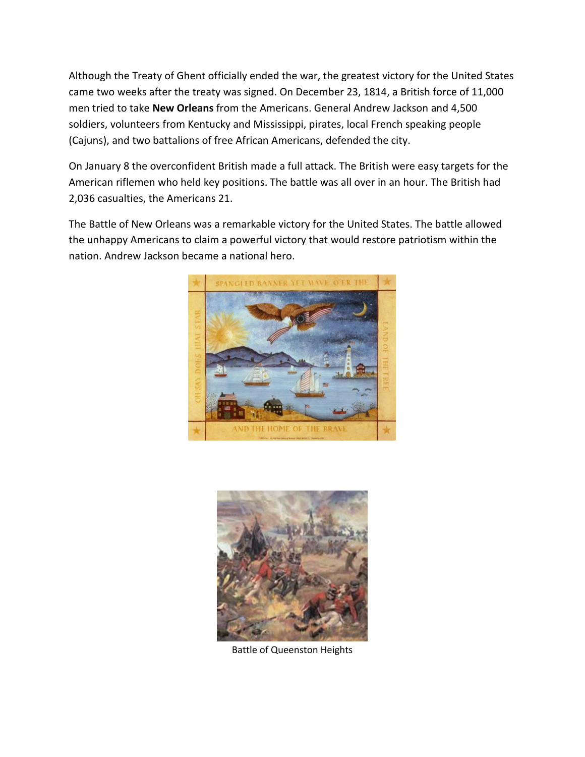Although the Treaty of Ghent officially ended the war, the greatest victory for the United States came two weeks after the treaty was signed. On December 23, 1814, a British force of 11,000 men tried to take **New Orleans** from the Americans. General Andrew Jackson and 4,500 soldiers, volunteers from Kentucky and Mississippi, pirates, local French speaking people (Cajuns), and two battalions of free African Americans, defended the city.

On January 8 the overconfident British made a full attack. The British were easy targets for the American riflemen who held key positions. The battle was all over in an hour. The British had 2,036 casualties, the Americans 21.

The Battle of New Orleans was a remarkable victory for the United States. The battle allowed the unhappy Americans to claim a powerful victory that would restore patriotism within the nation. Andrew Jackson became a national hero.

Battle of Queenston Heights